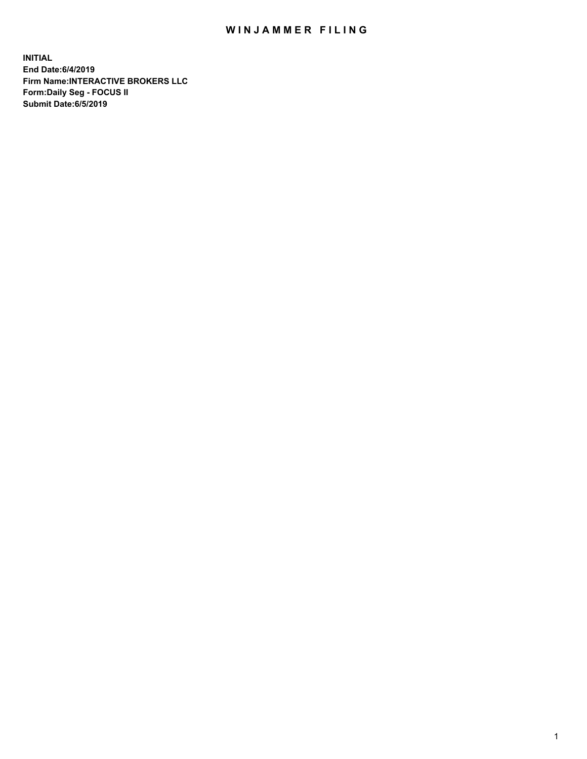# WINJAMMER FILING

**INITIAL**
**End Date:6/4/2019**
**Firm Name:INTERACTIVE BROKERS LLC**
**Form:Daily Seg - FOCUS II**
**Submit Date:6/5/2019**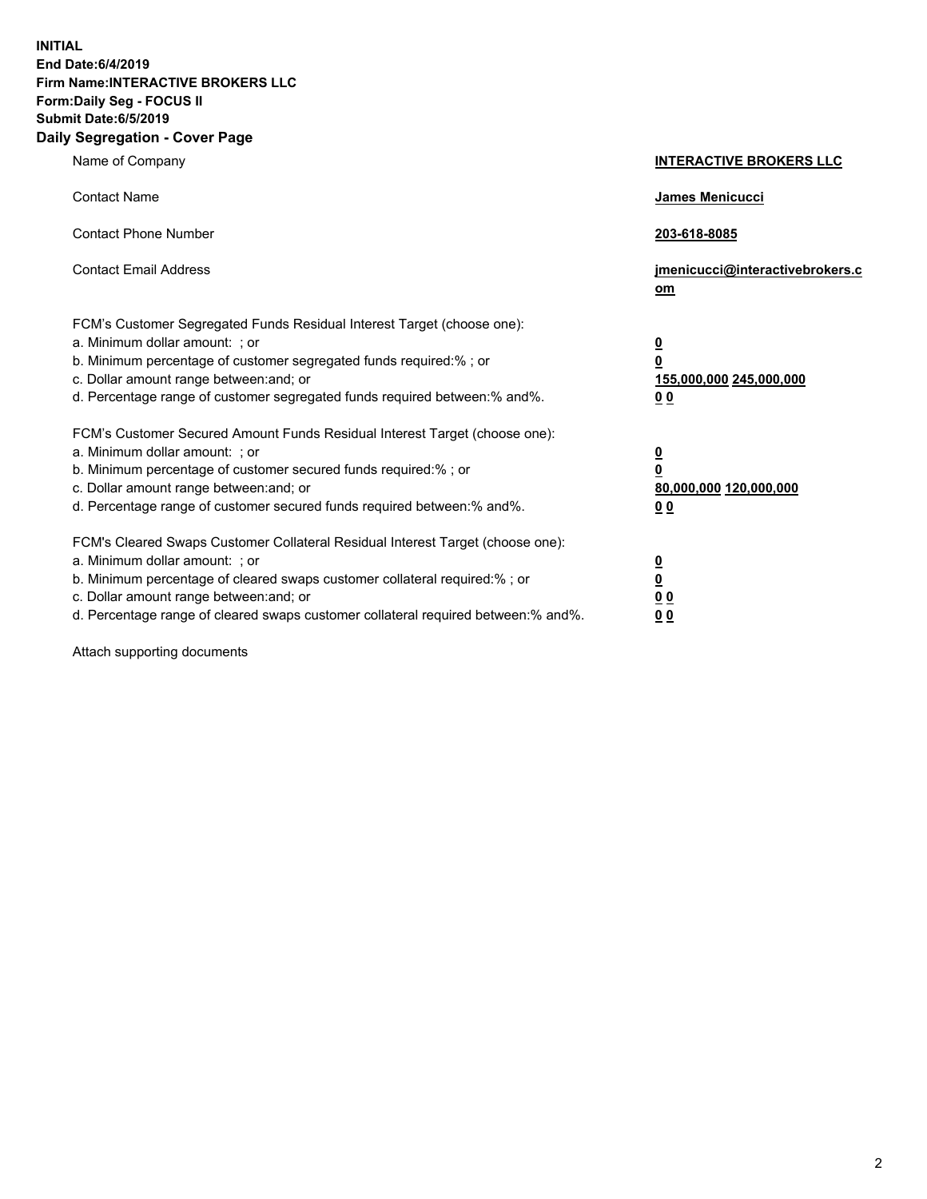**INITIAL**
**End Date:6/4/2019**
**Firm Name:INTERACTIVE BROKERS LLC**
**Form:Daily Seg - FOCUS II**
**Submit Date:6/5/2019**
**Daily Segregation - Cover Page**

| | |
|---|---|
| Name of Company | **INTERACTIVE BROKERS LLC** |
| Contact Name | **James Menicucci** |
| Contact Phone Number | **203-618-8085** |
| Contact Email Address | **jmenicucci@interactivebrokers.com** |

FCM's Customer Segregated Funds Residual Interest Target (choose one):

| | |
|---|---|
| a. Minimum dollar amount: ; or | **0** |
| b. Minimum percentage of customer segregated funds required:% ; or | **0** |
| c. Dollar amount range between:and; or | **155,000,000 245,000,000** |
| d. Percentage range of customer segregated funds required between:% and%. | **0 0** |

FCM's Customer Secured Amount Funds Residual Interest Target (choose one):

| | |
|---|---|
| a. Minimum dollar amount: ; or | **0** |
| b. Minimum percentage of customer secured funds required:% ; or | **0** |
| c. Dollar amount range between:and; or | **80,000,000 120,000,000** |
| d. Percentage range of customer secured funds required between:% and%. | **0 0** |

FCM's Cleared Swaps Customer Collateral Residual Interest Target (choose one):

| | |
|---|---|
| a. Minimum dollar amount: ; or | **0** |
| b. Minimum percentage of cleared swaps customer collateral required:% ; or | **0** |
| c. Dollar amount range between:and; or | **0 0** |
| d. Percentage range of cleared swaps customer collateral required between:% and%. | **0 0** |

Attach supporting documents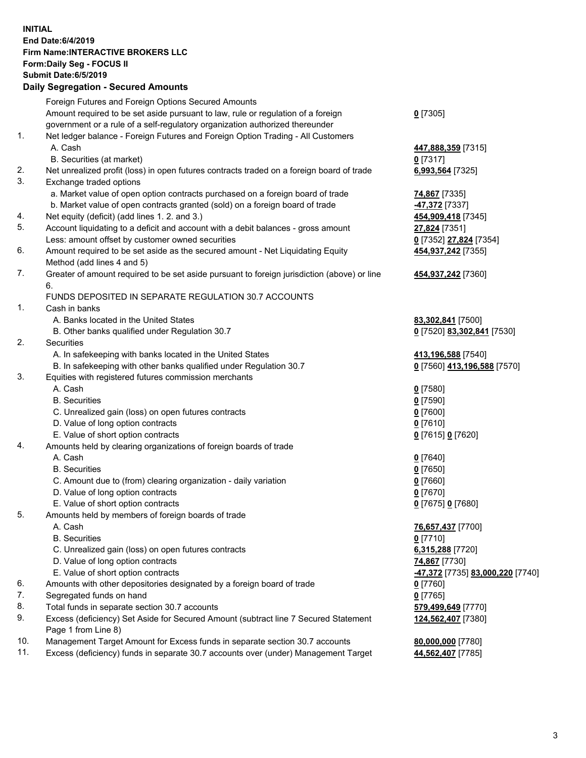**INITIAL**
**End Date:6/4/2019**
**Firm Name:INTERACTIVE BROKERS LLC**
**Form:Daily Seg - FOCUS II**
**Submit Date:6/5/2019**

## Daily Segregation - Secured Amounts

| | | |
|---|---|---|
| | Foreign Futures and Foreign Options Secured Amounts | |
| | Amount required to be set aside pursuant to law, rule or regulation of a foreign government or a rule of a self-regulatory organization authorized thereunder | **0** [7305] |
| 1. | Net ledger balance - Foreign Futures and Foreign Option Trading - All Customers | |
| | A. Cash | **447,888,359** [7315] |
| | B. Securities (at market) | **0** [7317] |
| 2. | Net unrealized profit (loss) in open futures contracts traded on a foreign board of trade | **6,993,564** [7325] |
| 3. | Exchange traded options | |
| | a. Market value of open option contracts purchased on a foreign board of trade | **74,867** [7335] |
| | b. Market value of open contracts granted (sold) on a foreign board of trade | **-47,372** [7337] |
| 4. | Net equity (deficit) (add lines 1. 2. and 3.) | **454,909,418** [7345] |
| 5. | Account liquidating to a deficit and account with a debit balances - gross amount | **27,824** [7351] |
| | Less: amount offset by customer owned securities | **0** [7352] **27,824** [7354] |
| 6. | Amount required to be set aside as the secured amount - Net Liquidating Equity Method (add lines 4 and 5) | **454,937,242** [7355] |
| 7. | Greater of amount required to be set aside pursuant to foreign jurisdiction (above) or line 6. | **454,937,242** [7360] |
| | FUNDS DEPOSITED IN SEPARATE REGULATION 30.7 ACCOUNTS | |
| 1. | Cash in banks | |
| | A. Banks located in the United States | **83,302,841** [7500] |
| | B. Other banks qualified under Regulation 30.7 | **0** [7520] **83,302,841** [7530] |
| 2. | Securities | |
| | A. In safekeeping with banks located in the United States | **413,196,588** [7540] |
| | B. In safekeeping with other banks qualified under Regulation 30.7 | **0** [7560] **413,196,588** [7570] |
| 3. | Equities with registered futures commission merchants | |
| | A. Cash | **0** [7580] |
| | B. Securities | **0** [7590] |
| | C. Unrealized gain (loss) on open futures contracts | **0** [7600] |
| | D. Value of long option contracts | **0** [7610] |
| | E. Value of short option contracts | **0** [7615] **0** [7620] |
| 4. | Amounts held by clearing organizations of foreign boards of trade | |
| | A. Cash | **0** [7640] |
| | B. Securities | **0** [7650] |
| | C. Amount due to (from) clearing organization - daily variation | **0** [7660] |
| | D. Value of long option contracts | **0** [7670] |
| | E. Value of short option contracts | **0** [7675] **0** [7680] |
| 5. | Amounts held by members of foreign boards of trade | |
| | A. Cash | **76,657,437** [7700] |
| | B. Securities | **0** [7710] |
| | C. Unrealized gain (loss) on open futures contracts | **6,315,288** [7720] |
| | D. Value of long option contracts | **74,867** [7730] |
| | E. Value of short option contracts | **-47,372** [7735] **83,000,220** [7740] |
| 6. | Amounts with other depositories designated by a foreign board of trade | **0** [7760] |
| 7. | Segregated funds on hand | **0** [7765] |
| 8. | Total funds in separate section 30.7 accounts | **579,499,649** [7770] |
| 9. | Excess (deficiency) Set Aside for Secured Amount (subtract line 7 Secured Statement Page 1 from Line 8) | **124,562,407** [7380] |
| 10. | Management Target Amount for Excess funds in separate section 30.7 accounts | **80,000,000** [7780] |
| 11. | Excess (deficiency) funds in separate 30.7 accounts over (under) Management Target | **44,562,407** [7785] |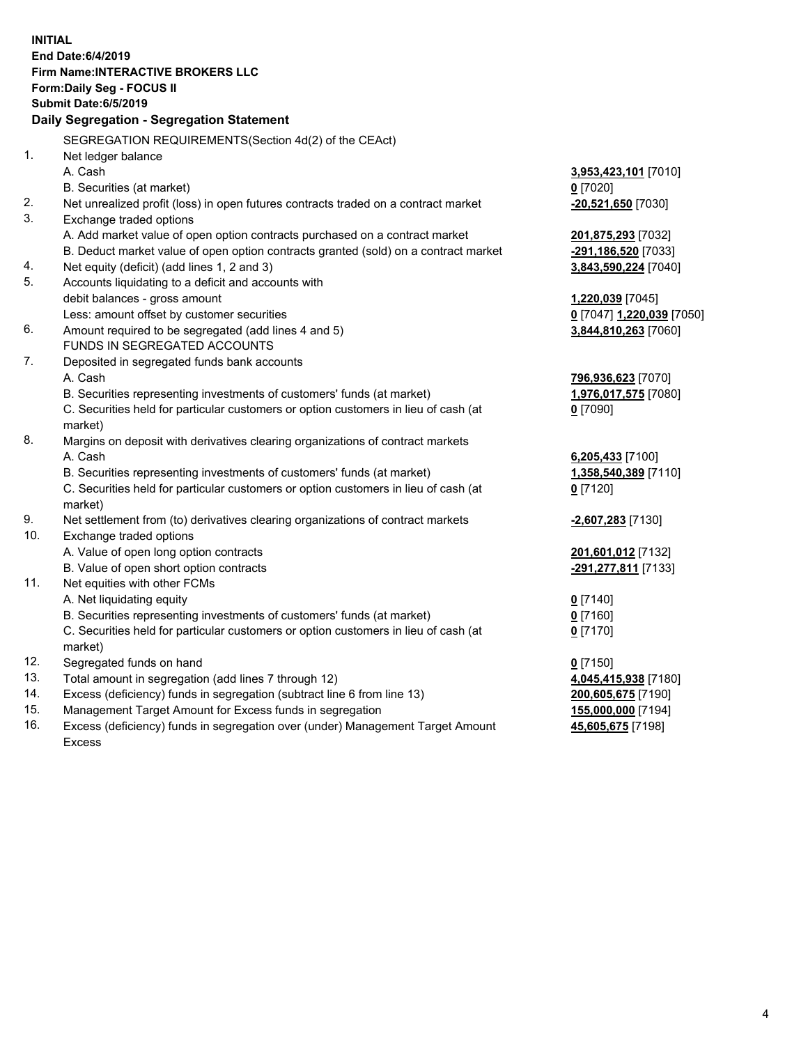**INITIAL**
**End Date:6/4/2019**
**Firm Name:INTERACTIVE BROKERS LLC**
**Form:Daily Seg - FOCUS II**
**Submit Date:6/5/2019**

### Daily Segregation - Segregation Statement

| | | |
|---|---|---|
| | SEGREGATION REQUIREMENTS(Section 4d(2) of the CEAct) | |
| 1. | Net ledger balance | |
| | A. Cash | **3,953,423,101** [7010] |
| | B. Securities (at market) | **0** [7020] |
| 2. | Net unrealized profit (loss) in open futures contracts traded on a contract market | **-20,521,650** [7030] |
| 3. | Exchange traded options | |
| | A. Add market value of open option contracts purchased on a contract market | **201,875,293** [7032] |
| | B. Deduct market value of open option contracts granted (sold) on a contract market | **-291,186,520** [7033] |
| 4. | Net equity (deficit) (add lines 1, 2 and 3) | **3,843,590,224** [7040] |
| 5. | Accounts liquidating to a deficit and accounts with | |
| | debit balances - gross amount | **1,220,039** [7045] |
| | Less: amount offset by customer securities | **0** [7047] **1,220,039** [7050] |
| 6. | Amount required to be segregated (add lines 4 and 5) | **3,844,810,263** [7060] |
| | FUNDS IN SEGREGATED ACCOUNTS | |
| 7. | Deposited in segregated funds bank accounts | |
| | A. Cash | **796,936,623** [7070] |
| | B. Securities representing investments of customers' funds (at market) | **1,976,017,575** [7080] |
| | C. Securities held for particular customers or option customers in lieu of cash (at market) | **0** [7090] |
| 8. | Margins on deposit with derivatives clearing organizations of contract markets | |
| | A. Cash | **6,205,433** [7100] |
| | B. Securities representing investments of customers' funds (at market) | **1,358,540,389** [7110] |
| | C. Securities held for particular customers or option customers in lieu of cash (at market) | **0** [7120] |
| 9. | Net settlement from (to) derivatives clearing organizations of contract markets | **-2,607,283** [7130] |
| 10. | Exchange traded options | |
| | A. Value of open long option contracts | **201,601,012** [7132] |
| | B. Value of open short option contracts | **-291,277,811** [7133] |
| 11. | Net equities with other FCMs | |
| | A. Net liquidating equity | **0** [7140] |
| | B. Securities representing investments of customers' funds (at market) | **0** [7160] |
| | C. Securities held for particular customers or option customers in lieu of cash (at market) | **0** [7170] |
| 12. | Segregated funds on hand | **0** [7150] |
| 13. | Total amount in segregation (add lines 7 through 12) | **4,045,415,938** [7180] |
| 14. | Excess (deficiency) funds in segregation (subtract line 6 from line 13) | **200,605,675** [7190] |
| 15. | Management Target Amount for Excess funds in segregation | **155,000,000** [7194] |
| 16. | Excess (deficiency) funds in segregation over (under) Management Target Amount Excess | **45,605,675** [7198] |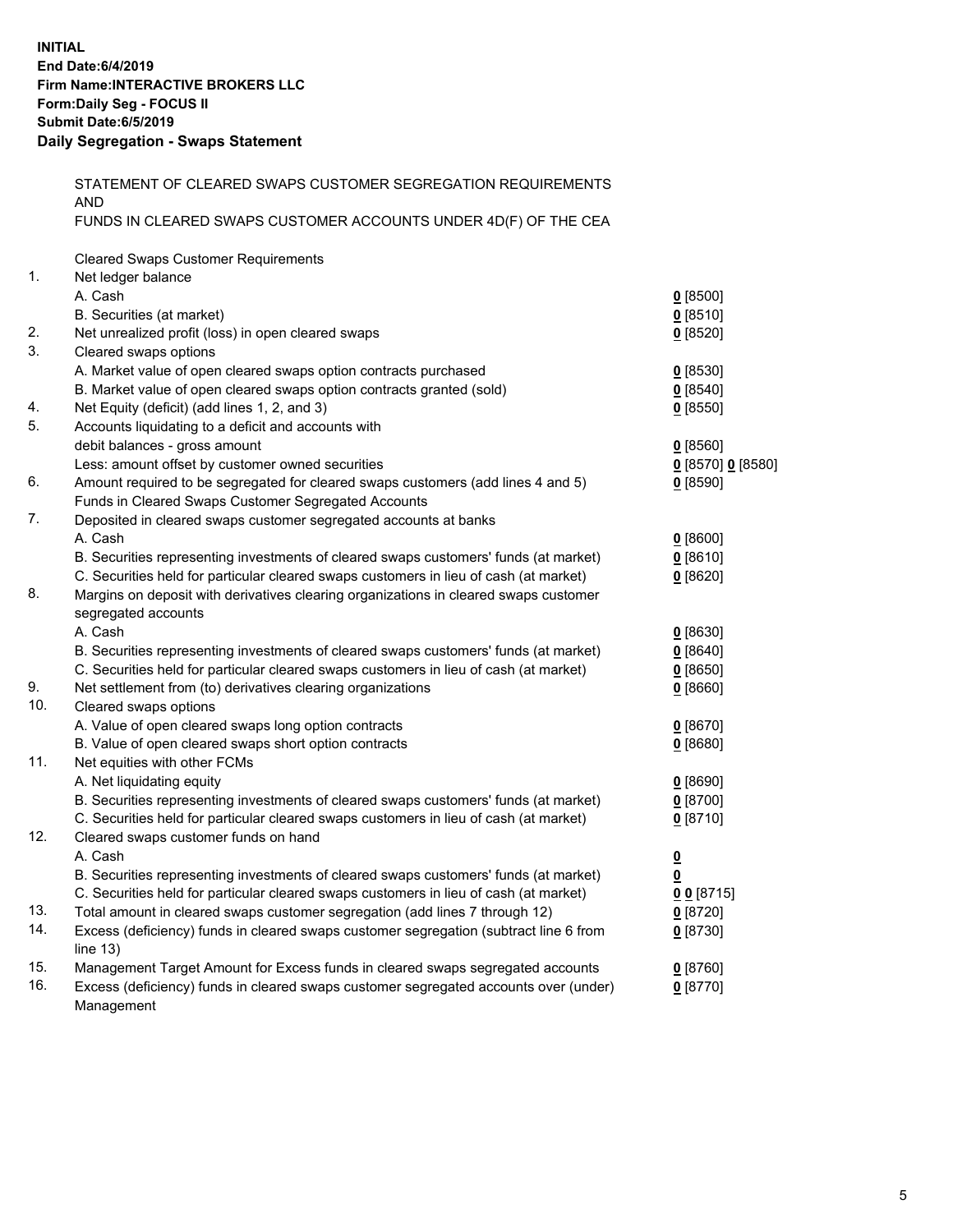**INITIAL**
**End Date:6/4/2019**
**Firm Name:INTERACTIVE BROKERS LLC**
**Form:Daily Seg - FOCUS II**
**Submit Date:6/5/2019**
**Daily Segregation - Swaps Statement**

STATEMENT OF CLEARED SWAPS CUSTOMER SEGREGATION REQUIREMENTS AND FUNDS IN CLEARED SWAPS CUSTOMER ACCOUNTS UNDER 4D(F) OF THE CEA

| | | |
|---|---|---|
| | Cleared Swaps Customer Requirements | |
| 1. | Net ledger balance | |
| | A. Cash | 0 [8500] |
| | B. Securities (at market) | 0 [8510] |
| 2. | Net unrealized profit (loss) in open cleared swaps | 0 [8520] |
| 3. | Cleared swaps options | |
| | A. Market value of open cleared swaps option contracts purchased | 0 [8530] |
| | B. Market value of open cleared swaps option contracts granted (sold) | 0 [8540] |
| 4. | Net Equity (deficit) (add lines 1, 2, and 3) | 0 [8550] |
| 5. | Accounts liquidating to a deficit and accounts with debit balances - gross amount | 0 [8560] |
| | Less: amount offset by customer owned securities | 0 [8570] 0 [8580] |
| 6. | Amount required to be segregated for cleared swaps customers (add lines 4 and 5) | 0 [8590] |
| | Funds in Cleared Swaps Customer Segregated Accounts | |
| 7. | Deposited in cleared swaps customer segregated accounts at banks | |
| | A. Cash | 0 [8600] |
| | B. Securities representing investments of cleared swaps customers' funds (at market) | 0 [8610] |
| | C. Securities held for particular cleared swaps customers in lieu of cash (at market) | 0 [8620] |
| 8. | Margins on deposit with derivatives clearing organizations in cleared swaps customer segregated accounts | |
| | A. Cash | 0 [8630] |
| | B. Securities representing investments of cleared swaps customers' funds (at market) | 0 [8640] |
| | C. Securities held for particular cleared swaps customers in lieu of cash (at market) | 0 [8650] |
| 9. | Net settlement from (to) derivatives clearing organizations | 0 [8660] |
| 10. | Cleared swaps options | |
| | A. Value of open cleared swaps long option contracts | 0 [8670] |
| | B. Value of open cleared swaps short option contracts | 0 [8680] |
| 11. | Net equities with other FCMs | |
| | A. Net liquidating equity | 0 [8690] |
| | B. Securities representing investments of cleared swaps customers' funds (at market) | 0 [8700] |
| | C. Securities held for particular cleared swaps customers in lieu of cash (at market) | 0 [8710] |
| 12. | Cleared swaps customer funds on hand | |
| | A. Cash | 0 |
| | B. Securities representing investments of cleared swaps customers' funds (at market) | 0 |
| | C. Securities held for particular cleared swaps customers in lieu of cash (at market) | 0 0 [8715] |
| 13. | Total amount in cleared swaps customer segregation (add lines 7 through 12) | 0 [8720] |
| 14. | Excess (deficiency) funds in cleared swaps customer segregation (subtract line 6 from line 13) | 0 [8730] |
| 15. | Management Target Amount for Excess funds in cleared swaps segregated accounts | 0 [8760] |
| 16. | Excess (deficiency) funds in cleared swaps customer segregated accounts over (under) Management | 0 [8770] |